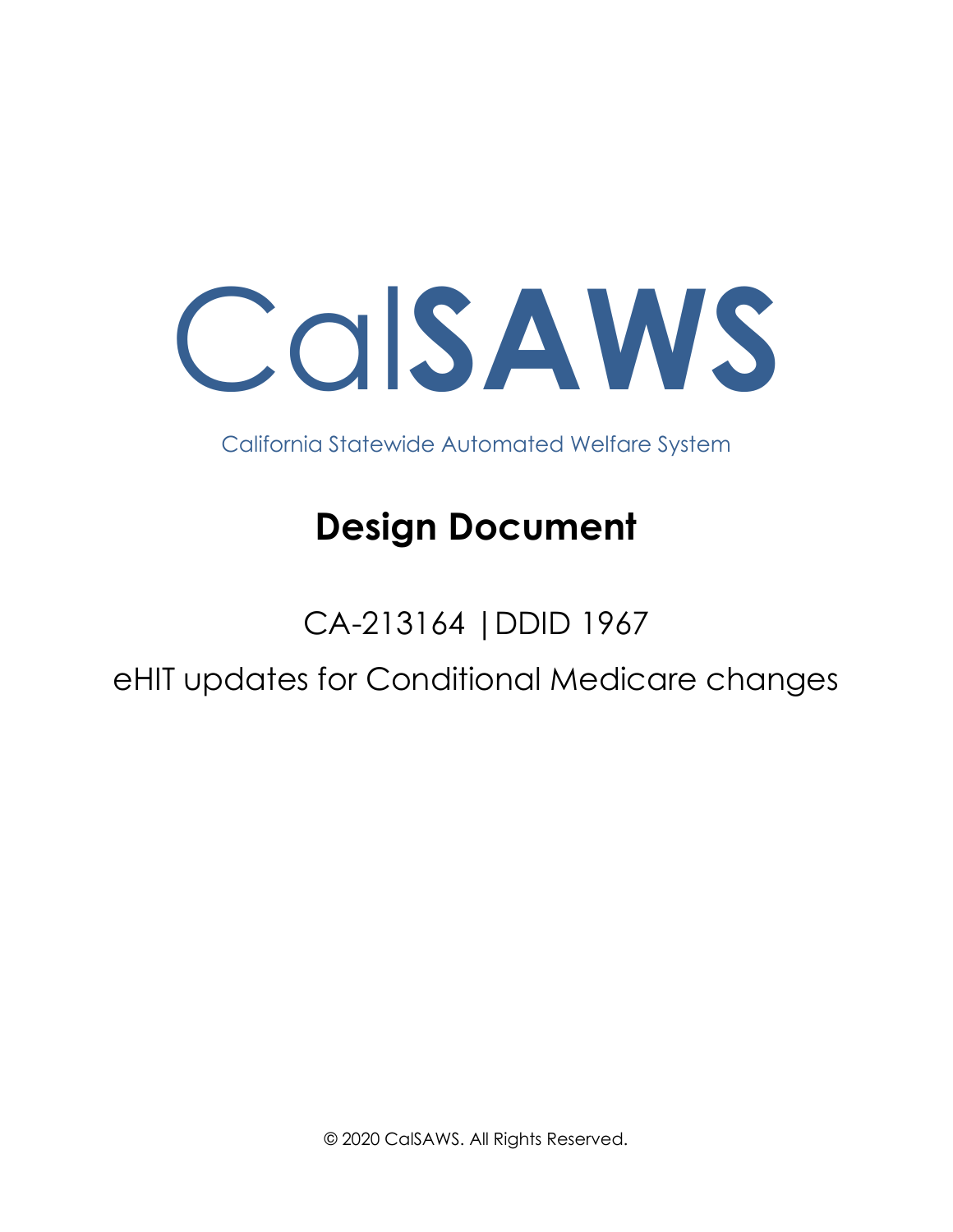# CalSAWS

California Statewide Automated Welfare System

## Design Document

CA-213164 | DDID 1967

eHIT updates for Conditional Medicare changes

© 2020 CalSAWS. All Rights Reserved.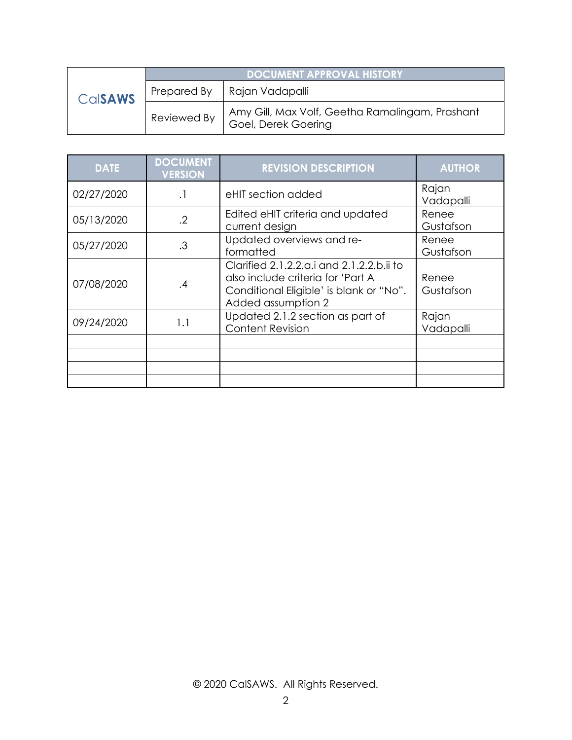| CalSAWS | DOCUMENT APPROVAL HISTORY | |
|---|---|---|
| | Prepared By | Rajan Vadapalli |
| | Reviewed By | Amy Gill, Max Volf, Geetha Ramalingam, Prashant Goel, Derek Goering |

| DATE | DOCUMENT VERSION | REVISION DESCRIPTION | AUTHOR |
|---|---|---|---|
| 02/27/2020 | .1 | eHIT section added | Rajan Vadapalli |
| 05/13/2020 | .2 | Edited eHIT criteria and updated current design | Renee Gustafson |
| 05/27/2020 | .3 | Updated overviews and re-formatted | Renee Gustafson |
| 07/08/2020 | .4 | Clarified 2.1.2.2.a.i and 2.1.2.2.b.ii to also include criteria for 'Part A Conditional Eligible' is blank or "No". Added assumption 2 | Renee Gustafson |
| 09/24/2020 | 1.1 | Updated 2.1.2 section as part of Content Revision | Rajan Vadapalli |
| | | | |
| | | | |
| | | | |
| | | | |

© 2020 CalSAWS. All Rights Reserved.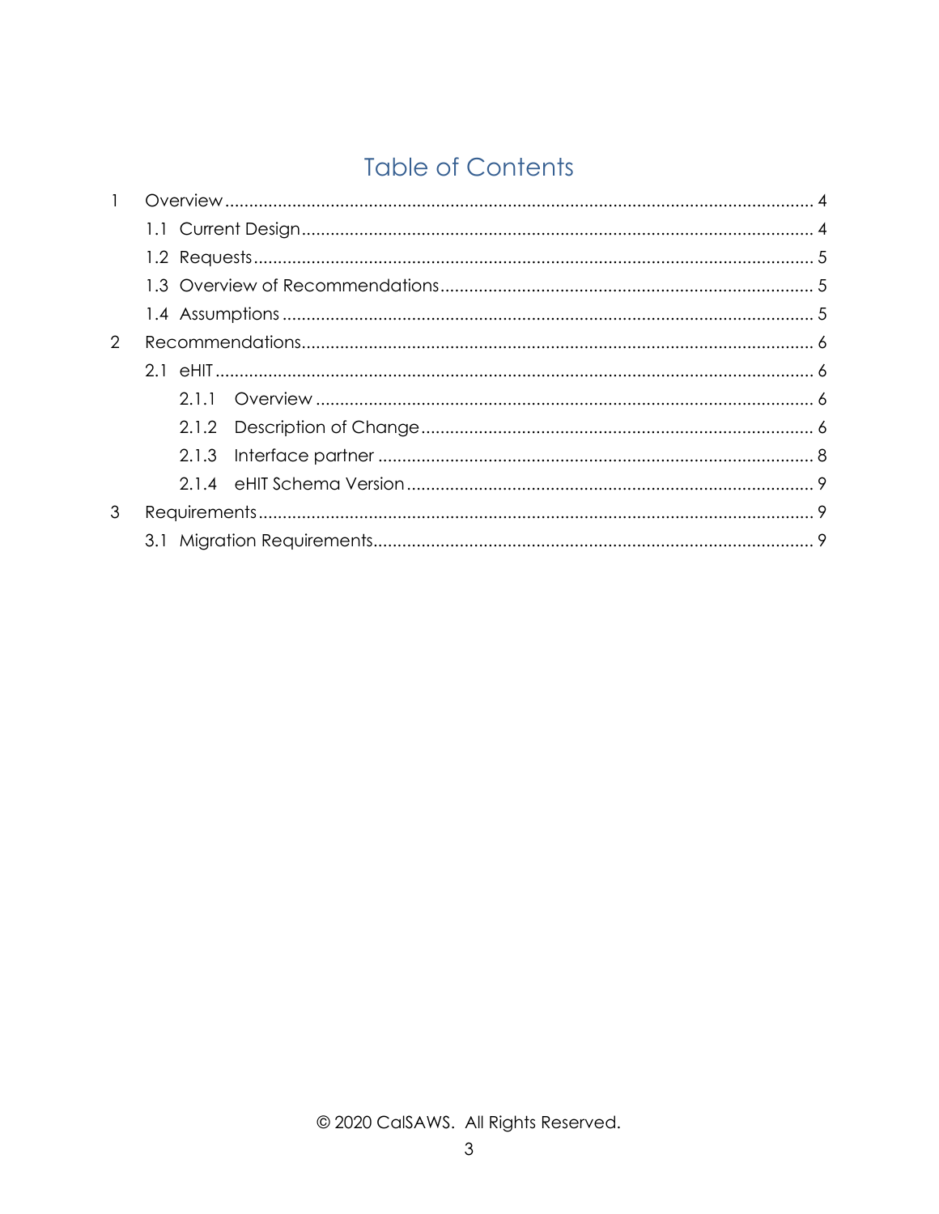# Table of Contents

1 Overview ........................................................................................................... 4

  1.1 Current Design ........................................................................................... 4

  1.2 Requests .................................................................................................... 5

  1.3 Overview of Recommendations ............................................................... 5

  1.4 Assumptions .............................................................................................. 5

2 Recommendations ........................................................................................... 6

  2.1 eHIT ............................................................................................................ 6

    2.1.1 Overview ............................................................................................ 6

    2.1.2 Description of Change ...................................................................... 6

    2.1.3 Interface partner ............................................................................... 8

    2.1.4 eHIT Schema Version ......................................................................... 9

3 Requirements .................................................................................................... 9

  3.1 Migration Requirements ............................................................................ 9

© 2020 CalSAWS. All Rights Reserved.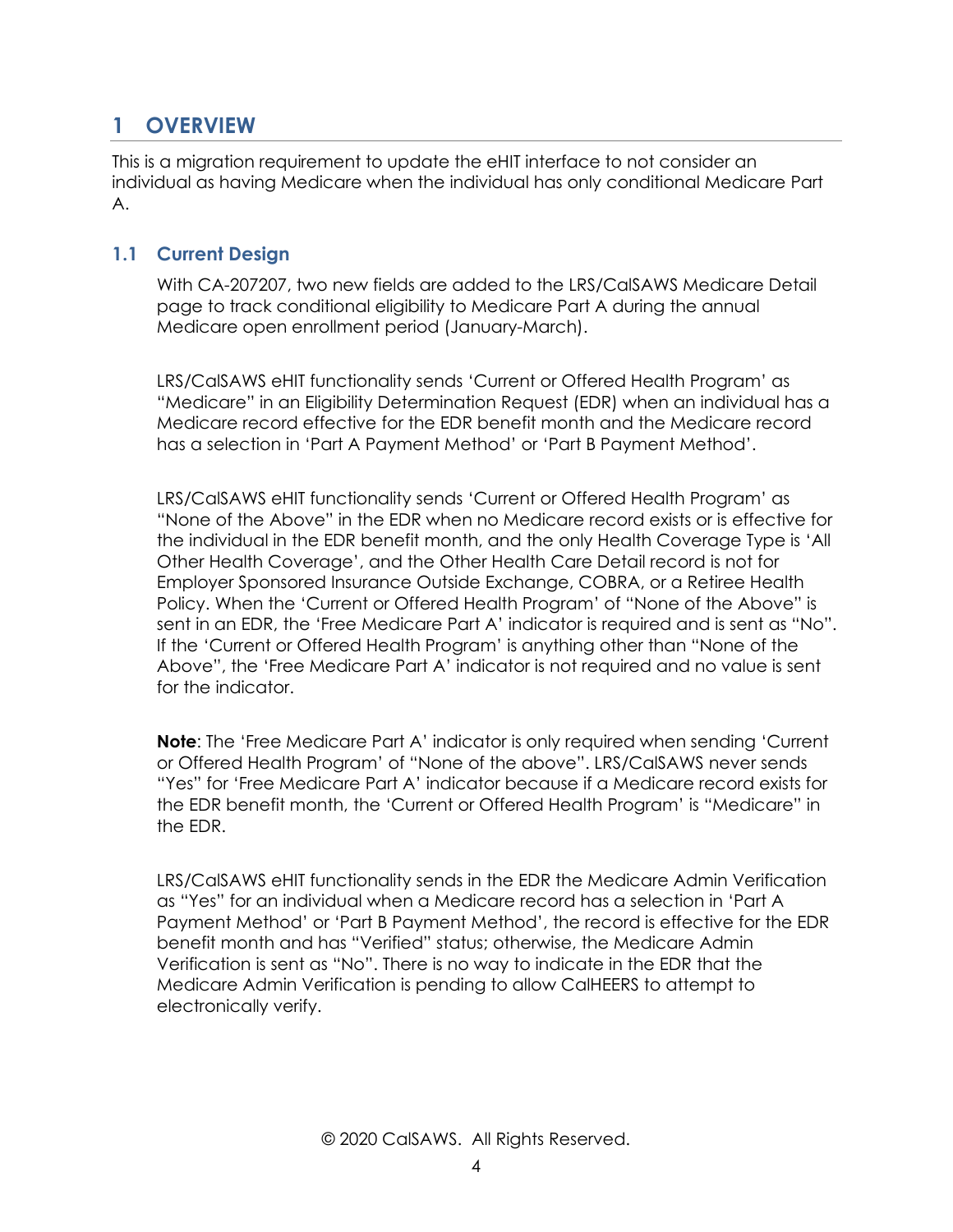# 1 OVERVIEW

This is a migration requirement to update the eHIT interface to not consider an individual as having Medicare when the individual has only conditional Medicare Part A.

## 1.1 Current Design

With CA-207207, two new fields are added to the LRS/CalSAWS Medicare Detail page to track conditional eligibility to Medicare Part A during the annual Medicare open enrollment period (January-March).

LRS/CalSAWS eHIT functionality sends 'Current or Offered Health Program' as "Medicare" in an Eligibility Determination Request (EDR) when an individual has a Medicare record effective for the EDR benefit month and the Medicare record has a selection in 'Part A Payment Method' or 'Part B Payment Method'.

LRS/CalSAWS eHIT functionality sends 'Current or Offered Health Program' as "None of the Above" in the EDR when no Medicare record exists or is effective for the individual in the EDR benefit month, and the only Health Coverage Type is 'All Other Health Coverage', and the Other Health Care Detail record is not for Employer Sponsored Insurance Outside Exchange, COBRA, or a Retiree Health Policy. When the 'Current or Offered Health Program' of "None of the Above" is sent in an EDR, the 'Free Medicare Part A' indicator is required and is sent as "No". If the 'Current or Offered Health Program' is anything other than "None of the Above", the 'Free Medicare Part A' indicator is not required and no value is sent for the indicator.

**Note**: The 'Free Medicare Part A' indicator is only required when sending 'Current or Offered Health Program' of "None of the above". LRS/CalSAWS never sends "Yes" for 'Free Medicare Part A' indicator because if a Medicare record exists for the EDR benefit month, the 'Current or Offered Health Program' is "Medicare" in the EDR.

LRS/CalSAWS eHIT functionality sends in the EDR the Medicare Admin Verification as "Yes" for an individual when a Medicare record has a selection in 'Part A Payment Method' or 'Part B Payment Method', the record is effective for the EDR benefit month and has "Verified" status; otherwise, the Medicare Admin Verification is sent as "No". There is no way to indicate in the EDR that the Medicare Admin Verification is pending to allow CalHEERS to attempt to electronically verify.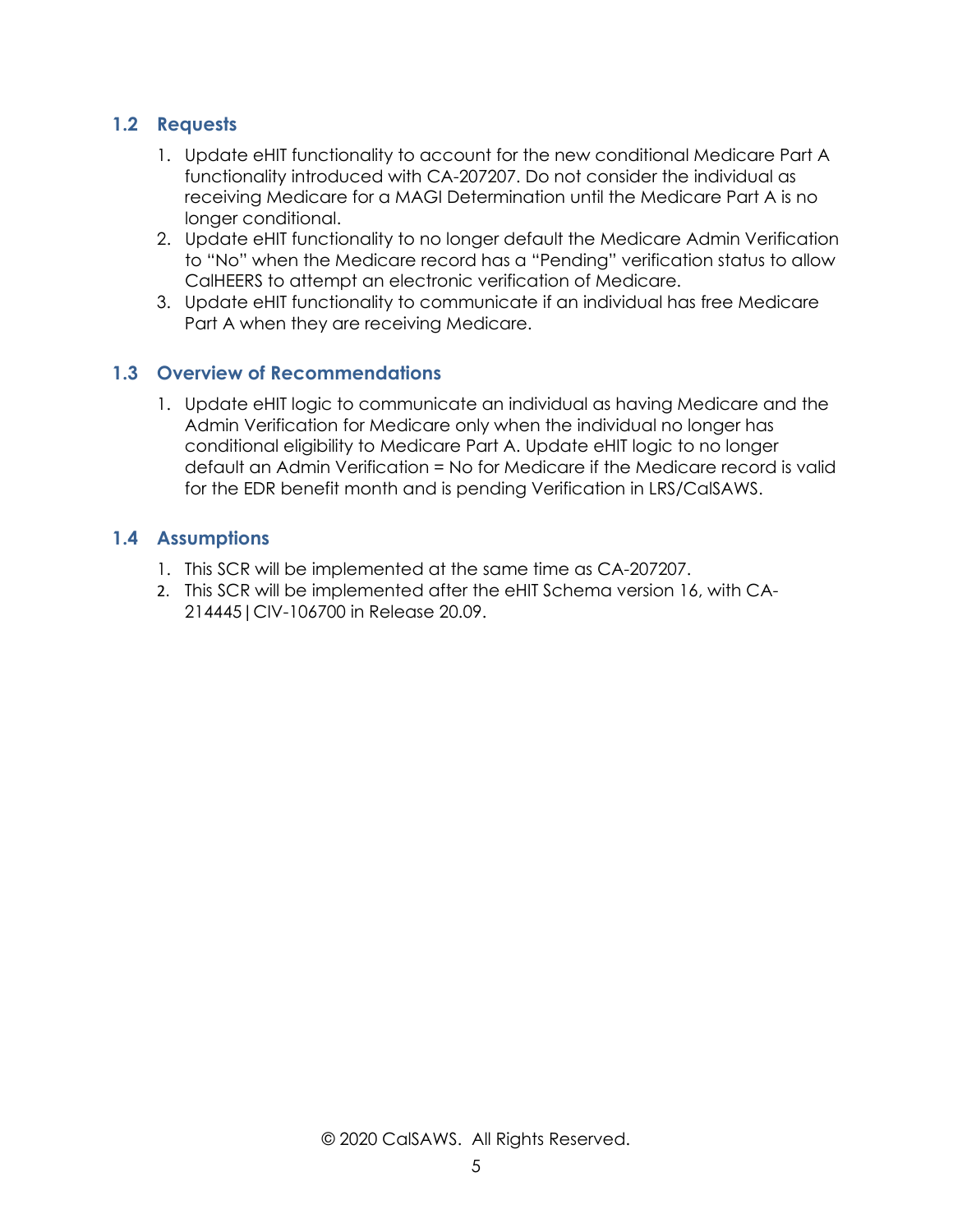## 1.2 Requests

1. Update eHIT functionality to account for the new conditional Medicare Part A functionality introduced with CA-207207. Do not consider the individual as receiving Medicare for a MAGI Determination until the Medicare Part A is no longer conditional.
2. Update eHIT functionality to no longer default the Medicare Admin Verification to "No" when the Medicare record has a "Pending" verification status to allow CalHEERS to attempt an electronic verification of Medicare.
3. Update eHIT functionality to communicate if an individual has free Medicare Part A when they are receiving Medicare.

## 1.3 Overview of Recommendations

1. Update eHIT logic to communicate an individual as having Medicare and the Admin Verification for Medicare only when the individual no longer has conditional eligibility to Medicare Part A. Update eHIT logic to no longer default an Admin Verification = No for Medicare if the Medicare record is valid for the EDR benefit month and is pending Verification in LRS/CalSAWS.

## 1.4 Assumptions

1. This SCR will be implemented at the same time as CA-207207.
2. This SCR will be implemented after the eHIT Schema version 16, with CA-214445|CIV-106700 in Release 20.09.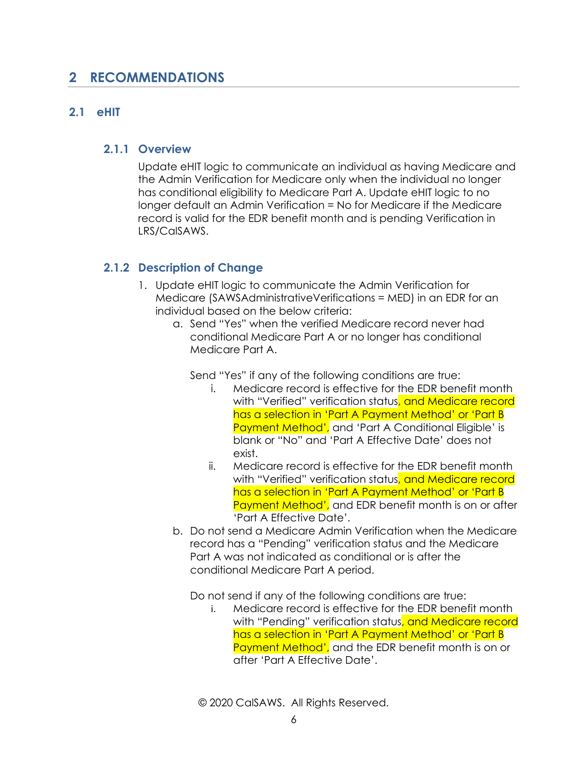# 2 RECOMMENDATIONS

## 2.1 eHIT

### 2.1.1 Overview

Update eHIT logic to communicate an individual as having Medicare and the Admin Verification for Medicare only when the individual no longer has conditional eligibility to Medicare Part A. Update eHIT logic to no longer default an Admin Verification = No for Medicare if the Medicare record is valid for the EDR benefit month and is pending Verification in LRS/CalSAWS.

### 2.1.2 Description of Change

1. Update eHIT logic to communicate the Admin Verification for Medicare (SAWSAdministrativeVerifications = MED) in an EDR for an individual based on the below criteria:
   a. Send "Yes" when the verified Medicare record never had conditional Medicare Part A or no longer has conditional Medicare Part A.

      Send "Yes" if any of the following conditions are true:
      i. Medicare record is effective for the EDR benefit month with "Verified" verification status, and Medicare record has a selection in 'Part A Payment Method' or 'Part B Payment Method', and 'Part A Conditional Eligible' is blank or "No" and 'Part A Effective Date' does not exist.
      ii. Medicare record is effective for the EDR benefit month with "Verified" verification status, and Medicare record has a selection in 'Part A Payment Method' or 'Part B Payment Method', and EDR benefit month is on or after 'Part A Effective Date'.
   b. Do not send a Medicare Admin Verification when the Medicare record has a "Pending" verification status and the Medicare Part A was not indicated as conditional or is after the conditional Medicare Part A period.

      Do not send if any of the following conditions are true:
      i. Medicare record is effective for the EDR benefit month with "Pending" verification status, and Medicare record has a selection in 'Part A Payment Method' or 'Part B Payment Method', and the EDR benefit month is on or after 'Part A Effective Date'.

© 2020 CalSAWS. All Rights Reserved.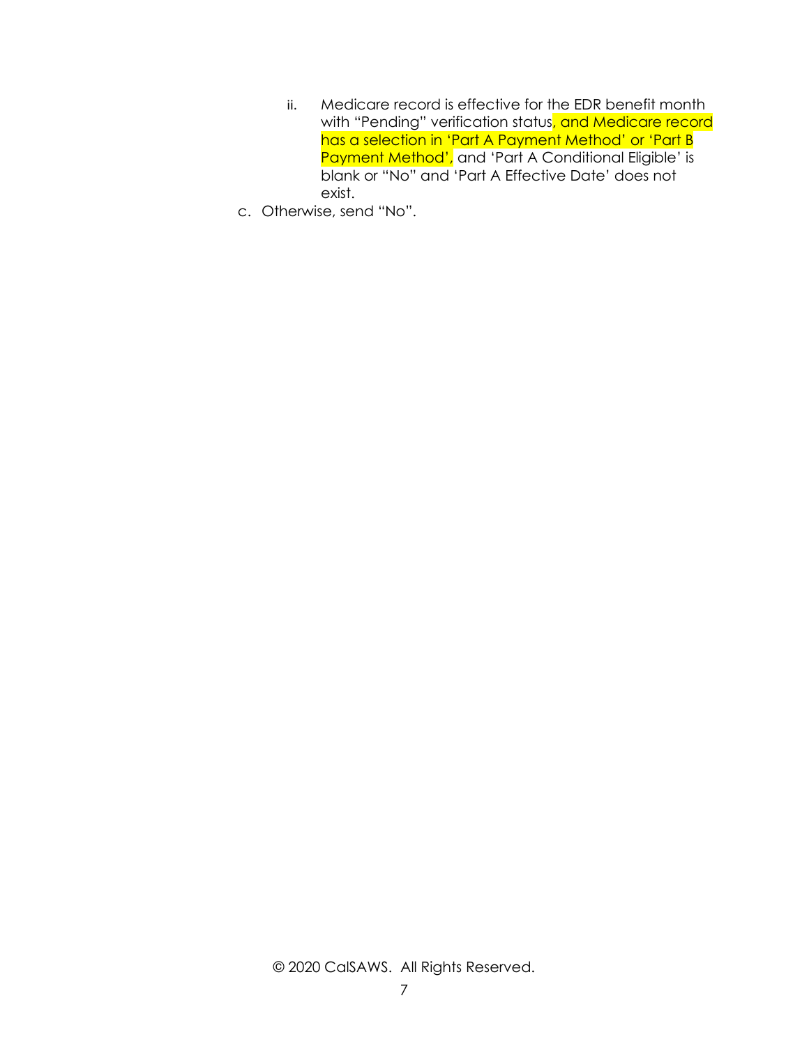ii. Medicare record is effective for the EDR benefit month with "Pending" verification status, and Medicare record has a selection in 'Part A Payment Method' or 'Part B Payment Method', and 'Part A Conditional Eligible' is blank or "No" and 'Part A Effective Date' does not exist.

c. Otherwise, send "No".

© 2020 CalSAWS. All Rights Reserved.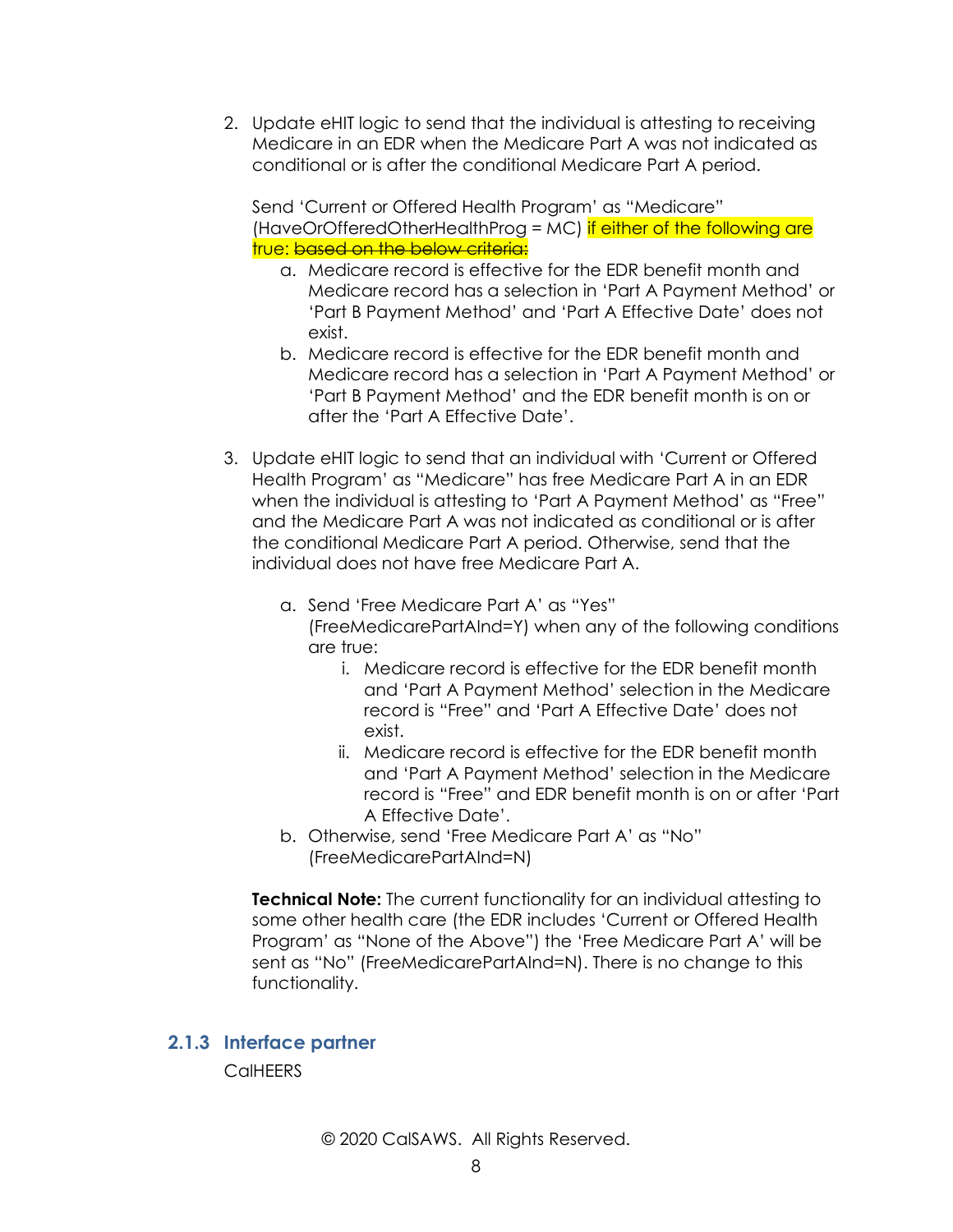2. Update eHIT logic to send that the individual is attesting to receiving Medicare in an EDR when the Medicare Part A was not indicated as conditional or is after the conditional Medicare Part A period.

   Send 'Current or Offered Health Program' as "Medicare" (HaveOrOfferedOtherHealthProg = MC) if either of the following are true: ~~based on the below criteria:~~

   a. Medicare record is effective for the EDR benefit month and Medicare record has a selection in 'Part A Payment Method' or 'Part B Payment Method' and 'Part A Effective Date' does not exist.
   b. Medicare record is effective for the EDR benefit month and Medicare record has a selection in 'Part A Payment Method' or 'Part B Payment Method' and the EDR benefit month is on or after the 'Part A Effective Date'.

3. Update eHIT logic to send that an individual with 'Current or Offered Health Program' as "Medicare" has free Medicare Part A in an EDR when the individual is attesting to 'Part A Payment Method' as "Free" and the Medicare Part A was not indicated as conditional or is after the conditional Medicare Part A period. Otherwise, send that the individual does not have free Medicare Part A.

   a. Send 'Free Medicare Part A' as "Yes" (FreeMedicarePartAInd=Y) when any of the following conditions are true:
      i. Medicare record is effective for the EDR benefit month and 'Part A Payment Method' selection in the Medicare record is "Free" and 'Part A Effective Date' does not exist.
      ii. Medicare record is effective for the EDR benefit month and 'Part A Payment Method' selection in the Medicare record is "Free" and EDR benefit month is on or after 'Part A Effective Date'.
   b. Otherwise, send 'Free Medicare Part A' as "No" (FreeMedicarePartAInd=N)

   **Technical Note:** The current functionality for an individual attesting to some other health care (the EDR includes 'Current or Offered Health Program' as "None of the Above") the 'Free Medicare Part A' will be sent as "No" (FreeMedicarePartAInd=N). There is no change to this functionality.

### 2.1.3 Interface partner

CalHEERS

© 2020 CalSAWS. All Rights Reserved.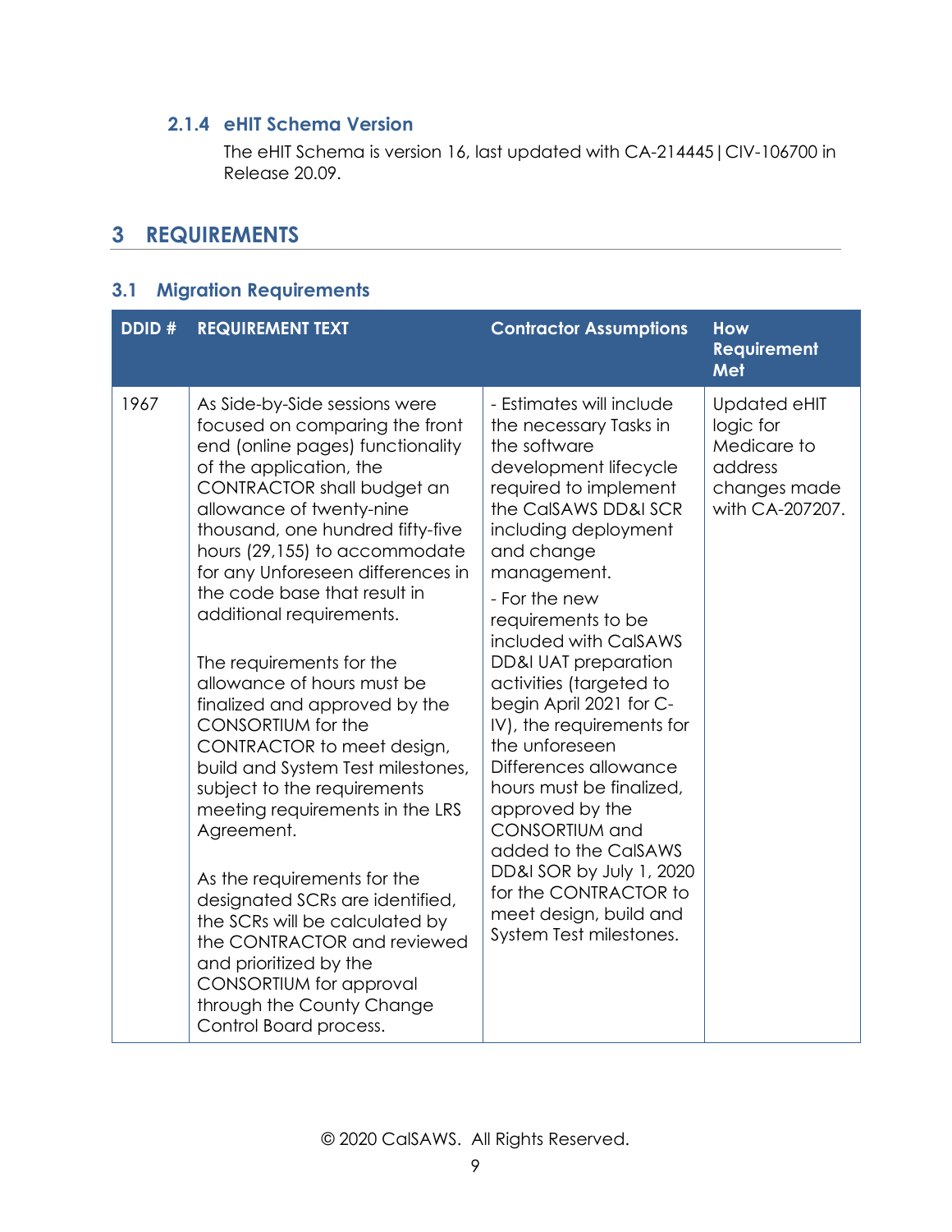### 2.1.4 eHIT Schema Version

The eHIT Schema is version 16, last updated with CA-214445|CIV-106700 in Release 20.09.

# 3 REQUIREMENTS

## 3.1 Migration Requirements

| DDID # | REQUIREMENT TEXT | Contractor Assumptions | How Requirement Met |
|---|---|---|---|
| 1967 | As Side-by-Side sessions were focused on comparing the front end (online pages) functionality of the application, the CONTRACTOR shall budget an allowance of twenty-nine thousand, one hundred fifty-five hours (29,155) to accommodate for any Unforeseen differences in the code base that result in additional requirements.<br><br>The requirements for the allowance of hours must be finalized and approved by the CONSORTIUM for the CONTRACTOR to meet design, build and System Test milestones, subject to the requirements meeting requirements in the LRS Agreement.<br><br>As the requirements for the designated SCRs are identified, the SCRs will be calculated by the CONTRACTOR and reviewed and prioritized by the CONSORTIUM for approval through the County Change Control Board process. | - Estimates will include the necessary Tasks in the software development lifecycle required to implement the CalSAWS DD&I SCR including deployment and change management.<br>- For the new requirements to be included with CalSAWS DD&I UAT preparation activities (targeted to begin April 2021 for C-IV), the requirements for the unforeseen Differences allowance hours must be finalized, approved by the CONSORTIUM and added to the CalSAWS DD&I SOR by July 1, 2020 for the CONTRACTOR to meet design, build and System Test milestones. | Updated eHIT logic for Medicare to address changes made with CA-207207. |

© 2020 CalSAWS. All Rights Reserved.